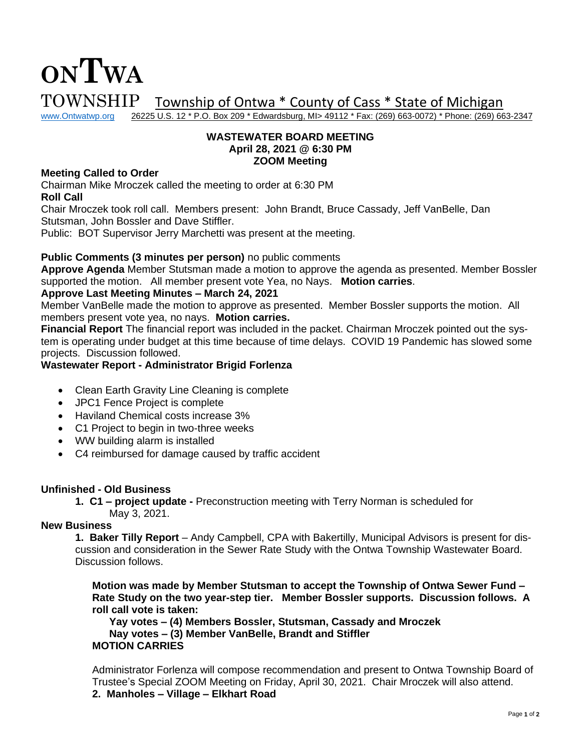# ONTWA TOWNSHIP

Township of Ontwa * County of Cass * State of Michigan

www.Ontwatwp.org 26225 U.S. 12 * P.O. Box 209 * Edwardsburg, MI> 49112 * Fax: (269) 663-0072) * Phone: (269) 663-2347

**WASTEWATER BOARD MEETING**
**April 28, 2021 @ 6:30 PM**
**ZOOM Meeting**

**Meeting Called to Order**
Chairman Mike Mroczek called the meeting to order at 6:30 PM
**Roll Call**
Chair Mroczek took roll call. Members present: John Brandt, Bruce Cassady, Jeff VanBelle, Dan Stutsman, John Bossler and Dave Stiffler.
Public: BOT Supervisor Jerry Marchetti was present at the meeting.

**Public Comments (3 minutes per person)** no public comments
**Approve Agenda** Member Stutsman made a motion to approve the agenda as presented. Member Bossler supported the motion. All member present vote Yea, no Nays. **Motion carries**.
**Approve Last Meeting Minutes – March 24, 2021**
Member VanBelle made the motion to approve as presented. Member Bossler supports the motion. All members present vote yea, no nays. **Motion carries.**
**Financial Report** The financial report was included in the packet. Chairman Mroczek pointed out the system is operating under budget at this time because of time delays. COVID 19 Pandemic has slowed some projects. Discussion followed.
**Wastewater Report - Administrator Brigid Forlenza**

- Clean Earth Gravity Line Cleaning is complete
- JPC1 Fence Project is complete
- Haviland Chemical costs increase 3%
- C1 Project to begin in two-three weeks
- WW building alarm is installed
- C4 reimbursed for damage caused by traffic accident

**Unfinished - Old Business**

1. **C1 – project update -** Preconstruction meeting with Terry Norman is scheduled for May 3, 2021.

**New Business**

1. **Baker Tilly Report** – Andy Campbell, CPA with Bakertilly, Municipal Advisors is present for discussion and consideration in the Sewer Rate Study with the Ontwa Township Wastewater Board. Discussion follows.

**Motion was made by Member Stutsman to accept the Township of Ontwa Sewer Fund – Rate Study on the two year-step tier. Member Bossler supports. Discussion follows. A roll call vote is taken:**
**Yay votes – (4) Members Bossler, Stutsman, Cassady and Mroczek**
**Nay votes – (3) Member VanBelle, Brandt and Stiffler**
**MOTION CARRIES**

Administrator Forlenza will compose recommendation and present to Ontwa Township Board of Trustee's Special ZOOM Meeting on Friday, April 30, 2021. Chair Mroczek will also attend.

2. **Manholes – Village – Elkhart Road**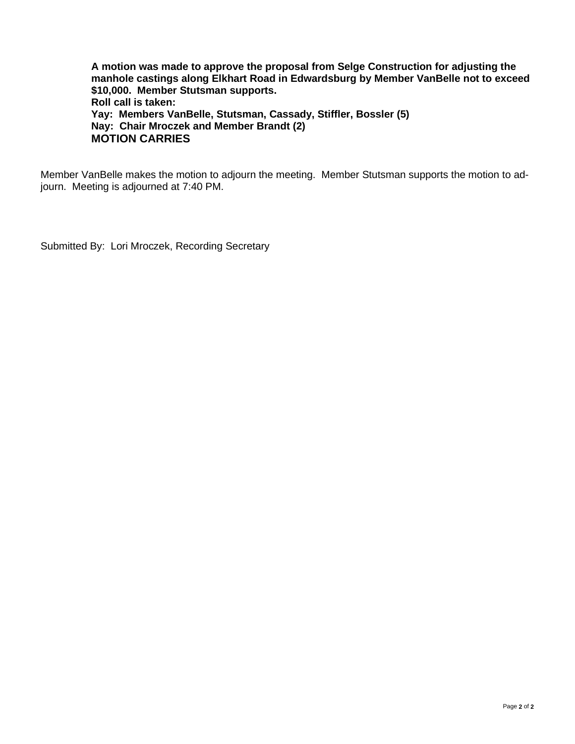**A motion was made to approve the proposal from Selge Construction for adjusting the manhole castings along Elkhart Road in Edwardsburg by Member VanBelle not to exceed $10,000. Member Stutsman supports.**
**Roll call is taken:**
**Yay: Members VanBelle, Stutsman, Cassady, Stiffler, Bossler (5)**
**Nay: Chair Mroczek and Member Brandt (2)**
**MOTION CARRIES**

Member VanBelle makes the motion to adjourn the meeting. Member Stutsman supports the motion to adjourn. Meeting is adjourned at 7:40 PM.

Submitted By: Lori Mroczek, Recording Secretary